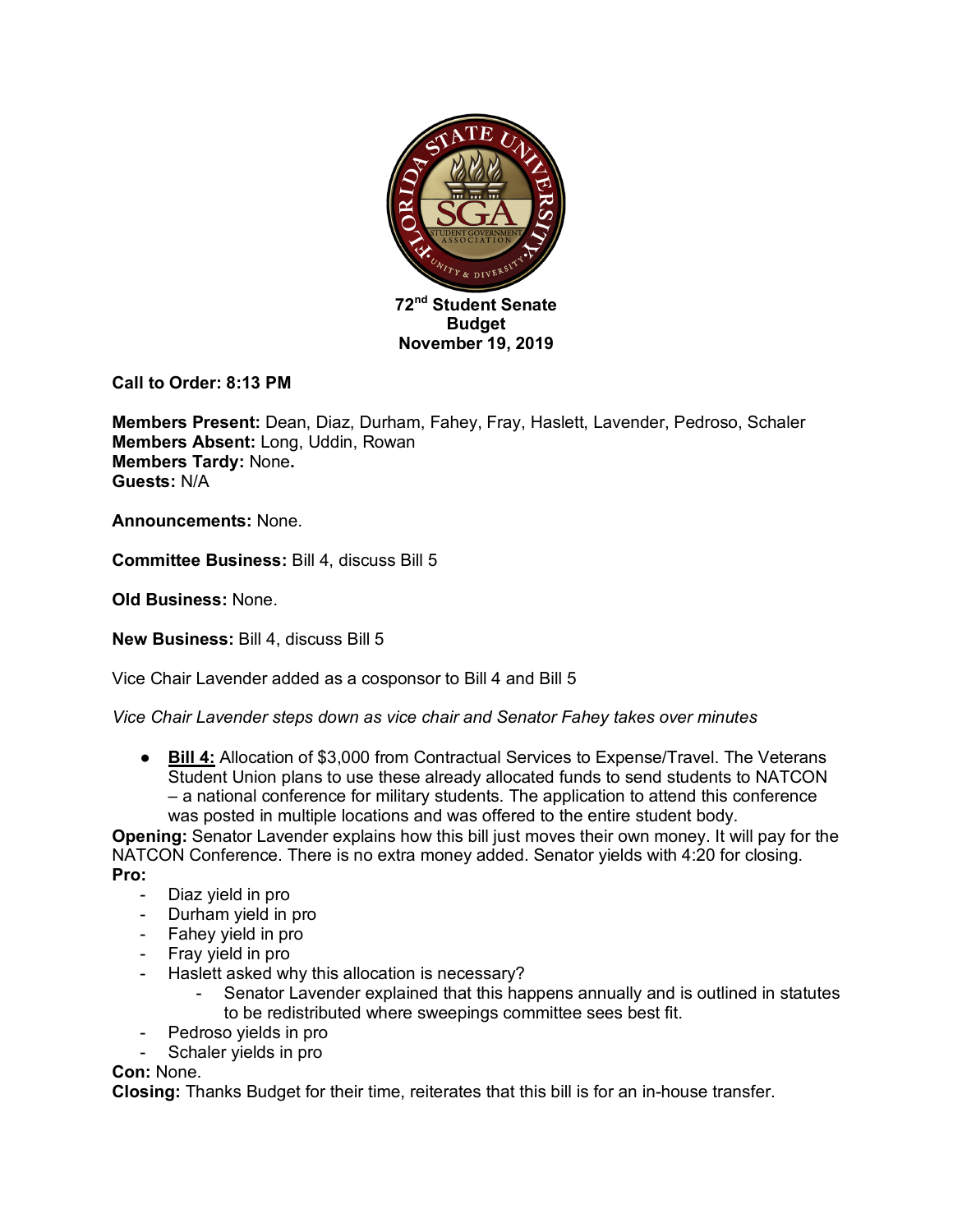**72nd Student Senate**
**Budget**
**November 19, 2019**

**Call to Order: 8:13 PM**

**Members Present:** Dean, Diaz, Durham, Fahey, Fray, Haslett, Lavender, Pedroso, Schaler
**Members Absent:** Long, Uddin, Rowan
**Members Tardy:** None**.**
**Guests:** N/A

**Announcements:** None.

**Committee Business:** Bill 4, discuss Bill 5

**Old Business:** None.

**New Business:** Bill 4, discuss Bill 5

Vice Chair Lavender added as a cosponsor to Bill 4 and Bill 5

*Vice Chair Lavender steps down as vice chair and Senator Fahey takes over minutes*

- **Bill 4:** Allocation of $3,000 from Contractual Services to Expense/Travel. The Veterans Student Union plans to use these already allocated funds to send students to NATCON – a national conference for military students. The application to attend this conference was posted in multiple locations and was offered to the entire student body.

**Opening:** Senator Lavender explains how this bill just moves their own money. It will pay for the NATCON Conference. There is no extra money added. Senator yields with 4:20 for closing.
**Pro:**

- Diaz yield in pro
- Durham yield in pro
- Fahey yield in pro
- Fray yield in pro
- Haslett asked why this allocation is necessary?
    - Senator Lavender explained that this happens annually and is outlined in statutes to be redistributed where sweepings committee sees best fit.
- Pedroso yields in pro
- Schaler yields in pro

**Con:** None.
**Closing:** Thanks Budget for their time, reiterates that this bill is for an in-house transfer.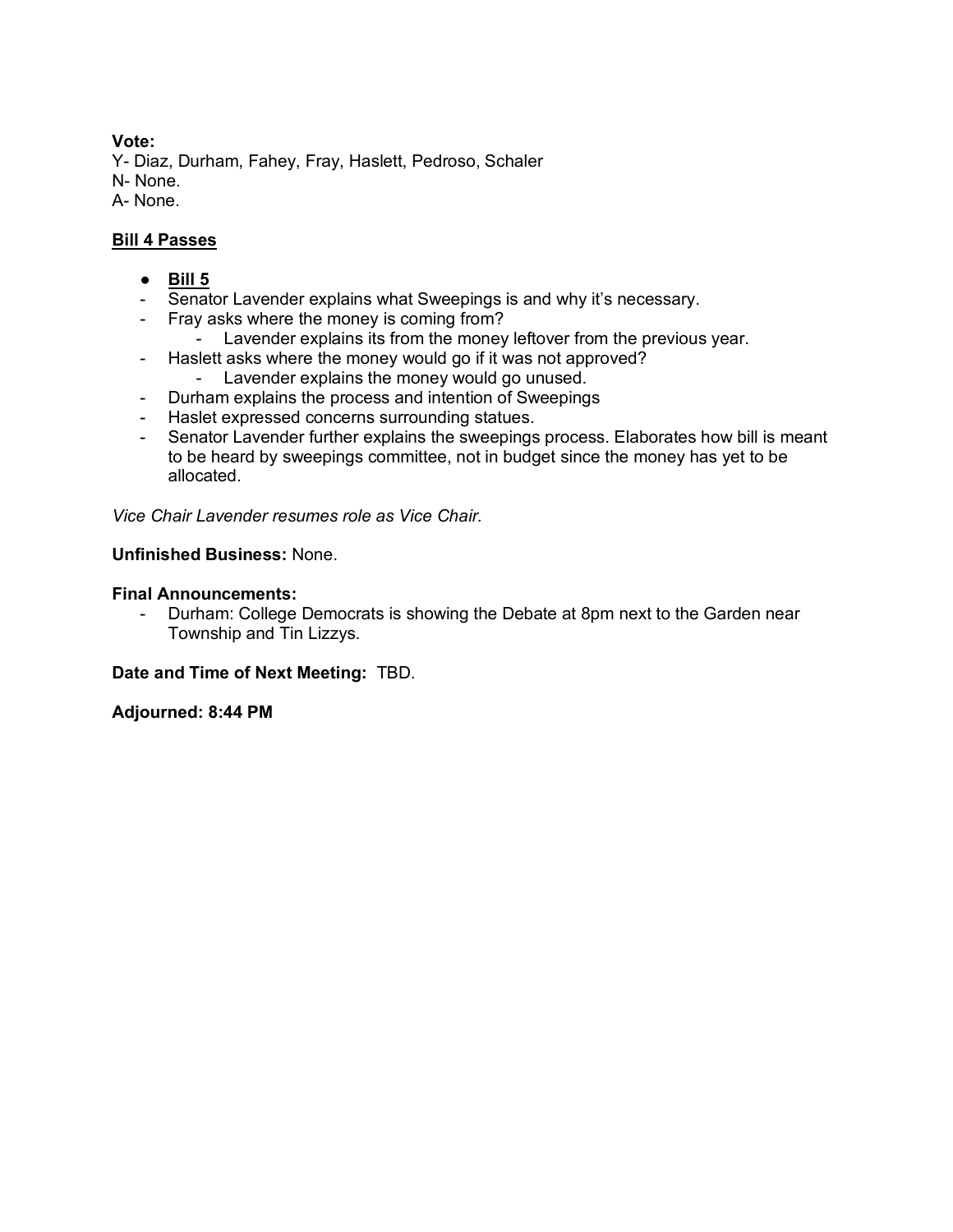**Vote:**
Y- Diaz, Durham, Fahey, Fray, Haslett, Pedroso, Schaler
N- None.
A- None.

**Bill 4 Passes**

- **Bill 5**
  - Senator Lavender explains what Sweepings is and why it's necessary.
  - Fray asks where the money is coming from?
    - Lavender explains its from the money leftover from the previous year.
  - Haslett asks where the money would go if it was not approved?
    - Lavender explains the money would go unused.
  - Durham explains the process and intention of Sweepings
  - Haslet expressed concerns surrounding statues.
  - Senator Lavender further explains the sweepings process. Elaborates how bill is meant to be heard by sweepings committee, not in budget since the money has yet to be allocated.

*Vice Chair Lavender resumes role as Vice Chair.*

**Unfinished Business:** None.

**Final Announcements:**
- Durham: College Democrats is showing the Debate at 8pm next to the Garden near Township and Tin Lizzys.

**Date and Time of Next Meeting:** TBD.

**Adjourned: 8:44 PM**